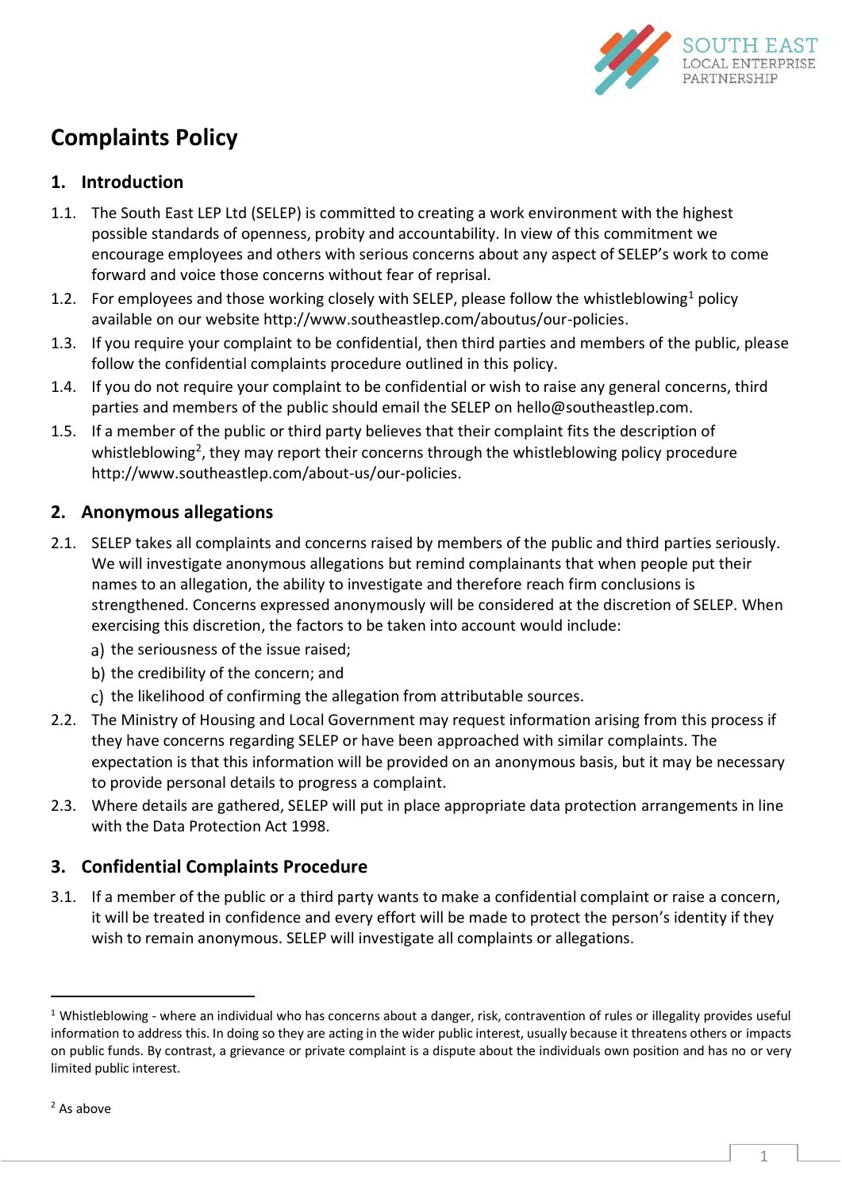# Complaints Policy

## 1. Introduction

1.1. The South East LEP Ltd (SELEP) is committed to creating a work environment with the highest possible standards of openness, probity and accountability. In view of this commitment we encourage employees and others with serious concerns about any aspect of SELEP's work to come forward and voice those concerns without fear of reprisal.

1.2. For employees and those working closely with SELEP, please follow the whistleblowing[1] policy available on our website http://www.southeastlep.com/aboutus/our-policies.

1.3. If you require your complaint to be confidential, then third parties and members of the public, please follow the confidential complaints procedure outlined in this policy.

1.4. If you do not require your complaint to be confidential or wish to raise any general concerns, third parties and members of the public should email the SELEP on hello@southeastlep.com.

1.5. If a member of the public or third party believes that their complaint fits the description of whistleblowing[2], they may report their concerns through the whistleblowing policy procedure http://www.southeastlep.com/about-us/our-policies.

## 2. Anonymous allegations

2.1. SELEP takes all complaints and concerns raised by members of the public and third parties seriously. We will investigate anonymous allegations but remind complainants that when people put their names to an allegation, the ability to investigate and therefore reach firm conclusions is strengthened. Concerns expressed anonymously will be considered at the discretion of SELEP. When exercising this discretion, the factors to be taken into account would include:

a) the seriousness of the issue raised;

b) the credibility of the concern; and

c) the likelihood of confirming the allegation from attributable sources.

2.2. The Ministry of Housing and Local Government may request information arising from this process if they have concerns regarding SELEP or have been approached with similar complaints. The expectation is that this information will be provided on an anonymous basis, but it may be necessary to provide personal details to progress a complaint.

2.3. Where details are gathered, SELEP will put in place appropriate data protection arrangements in line with the Data Protection Act 1998.

## 3. Confidential Complaints Procedure

3.1. If a member of the public or a third party wants to make a confidential complaint or raise a concern, it will be treated in confidence and every effort will be made to protect the person's identity if they wish to remain anonymous. SELEP will investigate all complaints or allegations.

---

[1] Whistleblowing - where an individual who has concerns about a danger, risk, contravention of rules or illegality provides useful information to address this. In doing so they are acting in the wider public interest, usually because it threatens others or impacts on public funds. By contrast, a grievance or private complaint is a dispute about the individuals own position and has no or very limited public interest.

[2] As above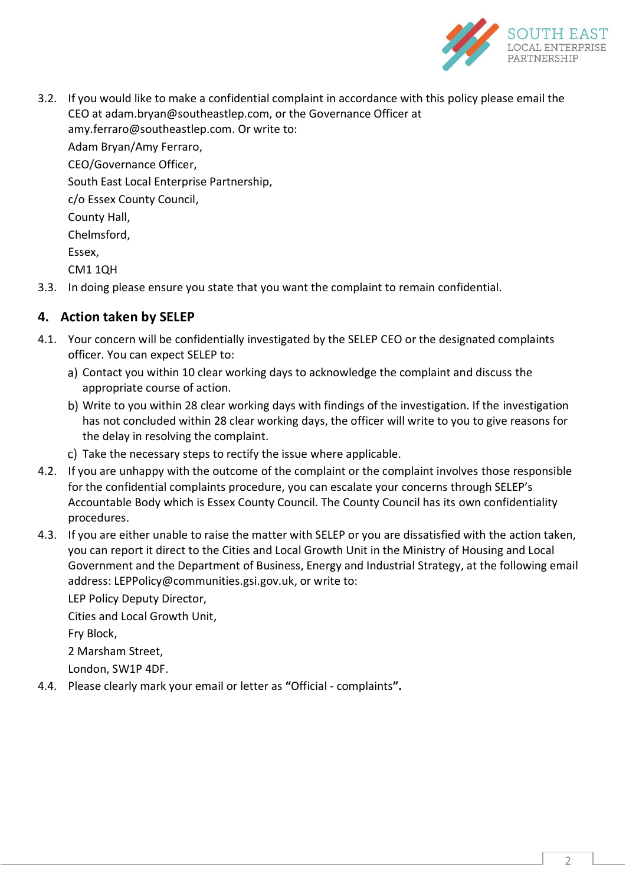3.2. If you would like to make a confidential complaint in accordance with this policy please email the CEO at adam.bryan@southeastlep.com, or the Governance Officer at amy.ferraro@southeastlep.com. Or write to:

Adam Bryan/Amy Ferraro,
CEO/Governance Officer,
South East Local Enterprise Partnership,
c/o Essex County Council,
County Hall,
Chelmsford,
Essex,
CM1 1QH

3.3. In doing please ensure you state that you want the complaint to remain confidential.

## 4. Action taken by SELEP

4.1. Your concern will be confidentially investigated by the SELEP CEO or the designated complaints officer. You can expect SELEP to:

a) Contact you within 10 clear working days to acknowledge the complaint and discuss the appropriate course of action.

b) Write to you within 28 clear working days with findings of the investigation. If the investigation has not concluded within 28 clear working days, the officer will write to you to give reasons for the delay in resolving the complaint.

c) Take the necessary steps to rectify the issue where applicable.

4.2. If you are unhappy with the outcome of the complaint or the complaint involves those responsible for the confidential complaints procedure, you can escalate your concerns through SELEP's Accountable Body which is Essex County Council. The County Council has its own confidentiality procedures.

4.3. If you are either unable to raise the matter with SELEP or you are dissatisfied with the action taken, you can report it direct to the Cities and Local Growth Unit in the Ministry of Housing and Local Government and the Department of Business, Energy and Industrial Strategy, at the following email address: LEPPolicy@communities.gsi.gov.uk, or write to:

LEP Policy Deputy Director,
Cities and Local Growth Unit,
Fry Block,
2 Marsham Street,
London, SW1P 4DF.

4.4. Please clearly mark your email or letter as **"**Official - complaints**".**